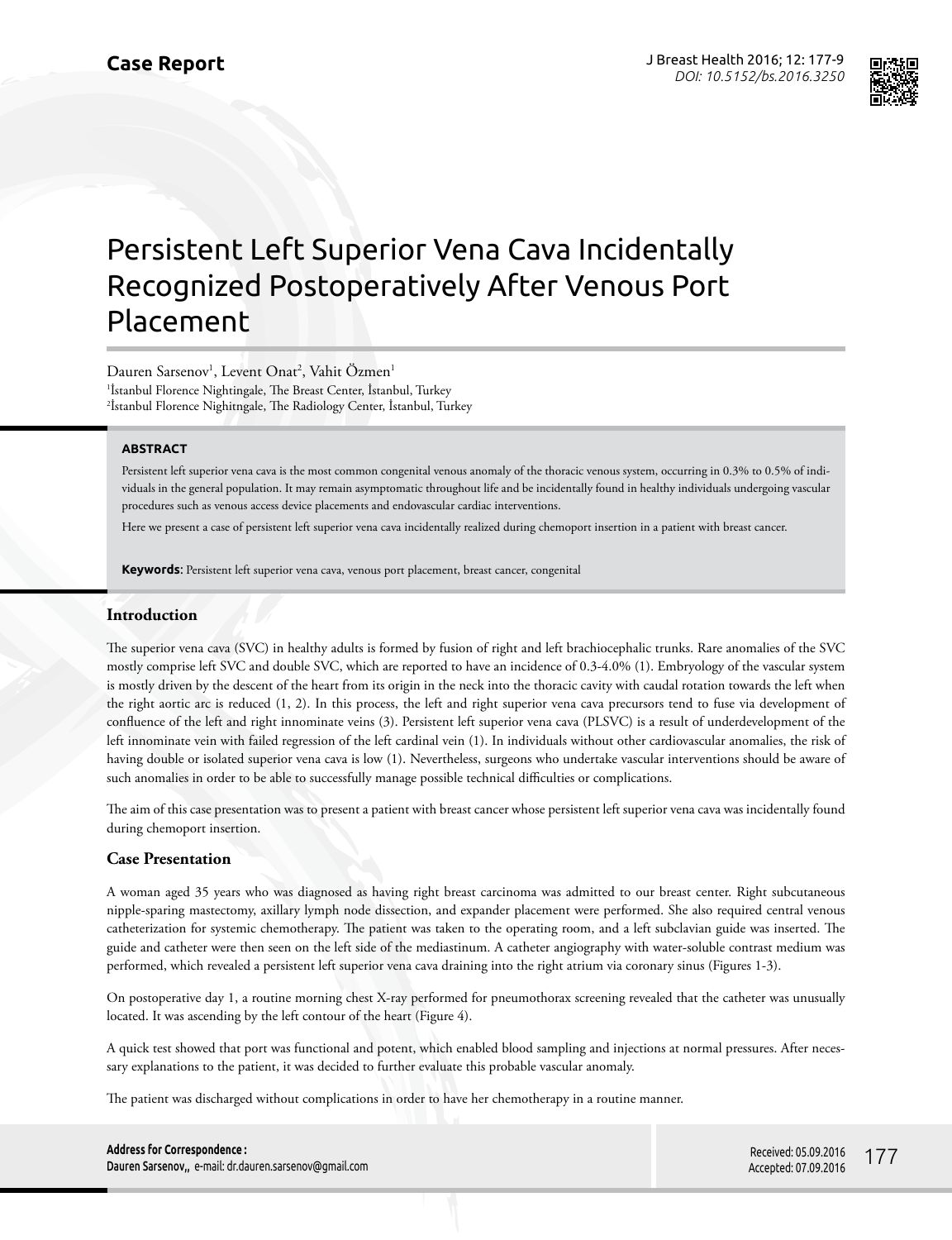Case Report

# Persistent Left Superior Vena Cava Incidentally Recognized Postoperatively After Venous Port Placement

Dauren Sarsenov[1], Levent Onat[2], Vahit Özmen[1]

[1]İstanbul Florence Nightingale, The Breast Center, İstanbul, Turkey
[2]İstanbul Florence Nighitngale, The Radiology Center, İstanbul, Turkey

### ABSTRACT

Persistent left superior vena cava is the most common congenital venous anomaly of the thoracic venous system, occurring in 0.3% to 0.5% of individuals in the general population. It may remain asymptomatic throughout life and be incidentally found in healthy individuals undergoing vascular procedures such as venous access device placements and endovascular cardiac interventions.

Here we present a case of persistent left superior vena cava incidentally realized during chemoport insertion in a patient with breast cancer.

**Keywords**: Persistent left superior vena cava, venous port placement, breast cancer, congenital

## Introduction

The superior vena cava (SVC) in healthy adults is formed by fusion of right and left brachiocephalic trunks. Rare anomalies of the SVC mostly comprise left SVC and double SVC, which are reported to have an incidence of 0.3-4.0% (1). Embryology of the vascular system is mostly driven by the descent of the heart from its origin in the neck into the thoracic cavity with caudal rotation towards the left when the right aortic arc is reduced (1, 2). In this process, the left and right superior vena cava precursors tend to fuse via development of confluence of the left and right innominate veins (3). Persistent left superior vena cava (PLSVC) is a result of underdevelopment of the left innominate vein with failed regression of the left cardinal vein (1). In individuals without other cardiovascular anomalies, the risk of having double or isolated superior vena cava is low (1). Nevertheless, surgeons who undertake vascular interventions should be aware of such anomalies in order to be able to successfully manage possible technical difficulties or complications.

The aim of this case presentation was to present a patient with breast cancer whose persistent left superior vena cava was incidentally found during chemoport insertion.

## Case Presentation

A woman aged 35 years who was diagnosed as having right breast carcinoma was admitted to our breast center. Right subcutaneous nipple-sparing mastectomy, axillary lymph node dissection, and expander placement were performed. She also required central venous catheterization for systemic chemotherapy. The patient was taken to the operating room, and a left subclavian guide was inserted. The guide and catheter were then seen on the left side of the mediastinum. A catheter angiography with water-soluble contrast medium was performed, which revealed a persistent left superior vena cava draining into the right atrium via coronary sinus (Figures 1-3).

On postoperative day 1, a routine morning chest X-ray performed for pneumothorax screening revealed that the catheter was unusually located. It was ascending by the left contour of the heart (Figure 4).

A quick test showed that port was functional and potent, which enabled blood sampling and injections at normal pressures. After necessary explanations to the patient, it was decided to further evaluate this probable vascular anomaly.

The patient was discharged without complications in order to have her chemotherapy in a routine manner.

**Address for Correspondence :**
Dauren Sarsenov,, e-mail: dr.dauren.sarsenov@gmail.com

Received: 05.09.2016
Accepted: 07.09.2016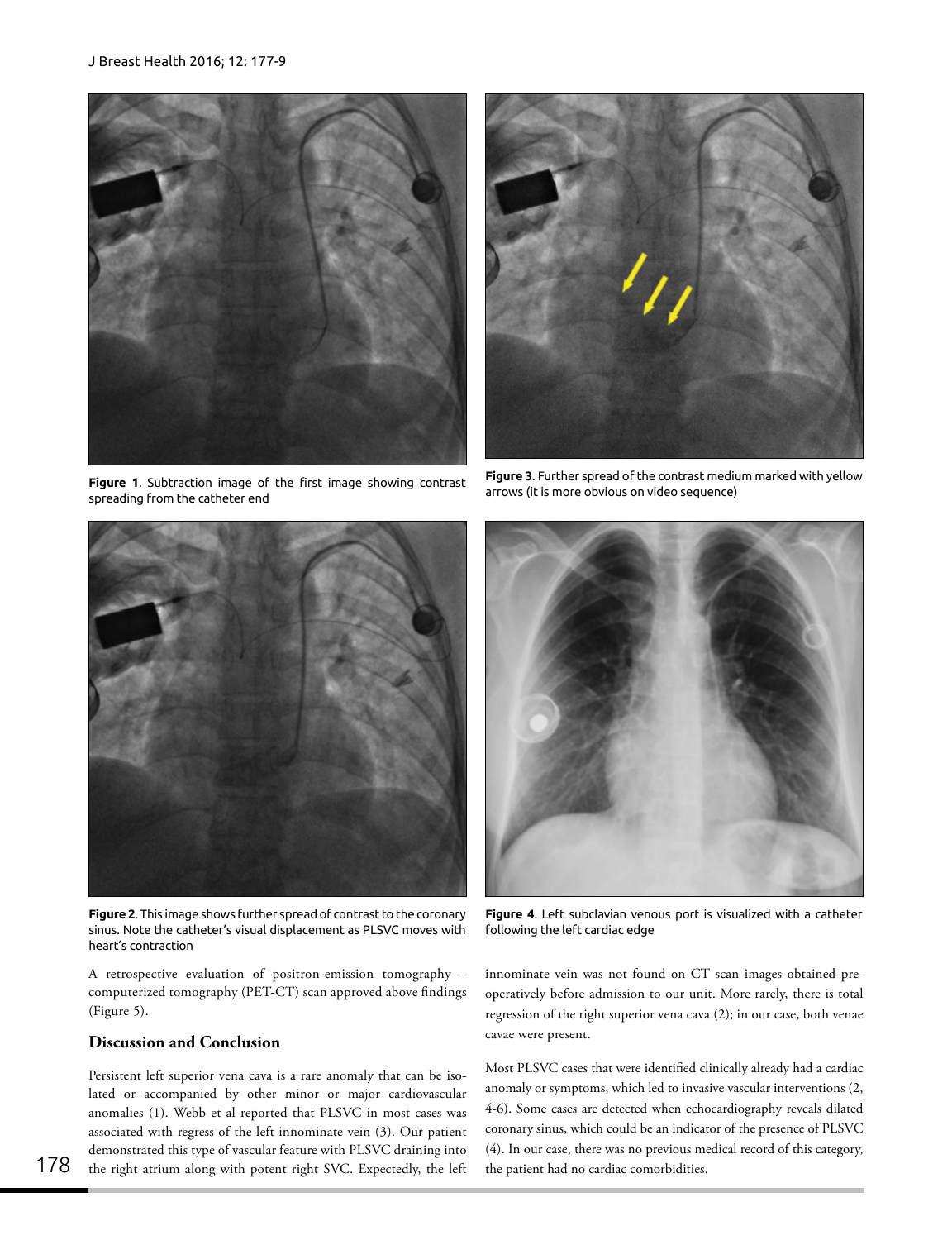Figure 1. Subtraction image of the first image showing contrast spreading from the catheter end

Figure 3. Further spread of the contrast medium marked with yellow arrows (it is more obvious on video sequence)

Figure 2. This image shows further spread of contrast to the coronary sinus. Note the catheter's visual displacement as PLSVC moves with heart's contraction

Figure 4. Left subclavian venous port is visualized with a catheter following the left cardiac edge

A retrospective evaluation of positron-emission tomography – computerized tomography (PET-CT) scan approved above findings (Figure 5).

## Discussion and Conclusion

Persistent left superior vena cava is a rare anomaly that can be isolated or accompanied by other minor or major cardiovascular anomalies (1). Webb et al reported that PLSVC in most cases was associated with regess of the left innominate vein (3). Our patient demonstrated this type of vascular feature with PLSVC draining into the right atrium along with potent right SVC. Expectedly, the left innominate vein was not found on CT scan images obtained preoperatively before admission to our unit. More rarely, there is total regression of the right superior vena cava (2); in our case, both venae cavae were present.

Most PLSVC cases that were identified clinically already had a cardiac anomaly or symptoms, which led to invasive vascular interventions (2, 4-6). Some cases are detected when echocardiography reveals dilated coronary sinus, which could be an indicator of the presence of PLSVC (4). In our case, there was no previous medical record of this category, the patient had no cardiac comorbidities.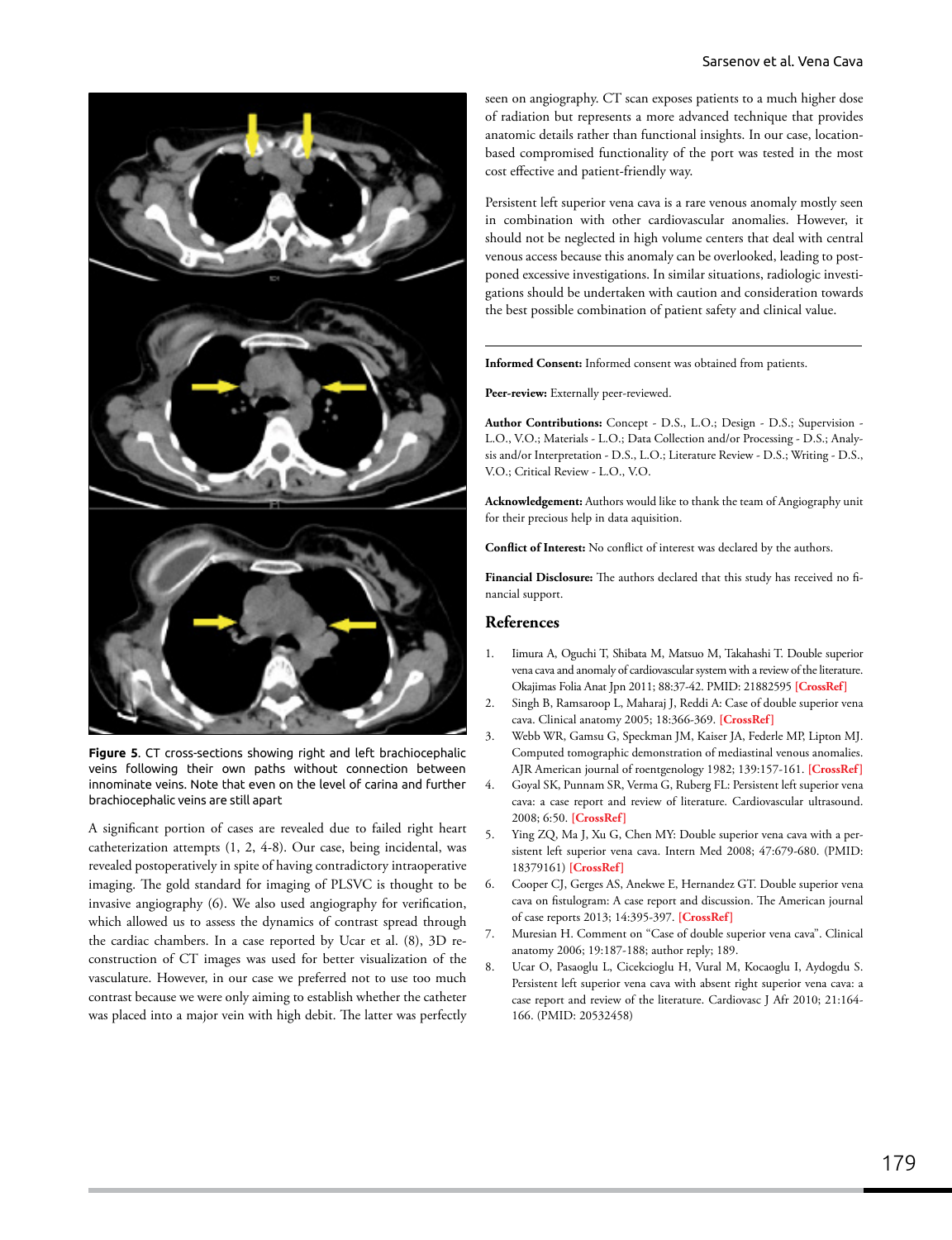**Figure 5**. CT cross-sections showing right and left brachiocephalic veins following their own paths without connection between innominate veins. Note that even on the level of carina and further brachiocephalic veins are still apart

A significant portion of cases are revealed due to failed right heart catheterization attempts (1, 2, 4-8). Our case, being incidental, was revealed postoperatively in spite of having contradictory intraoperative imaging. The gold standard for imaging of PLSVC is thought to be invasive angiography (6). We also used angiography for verification, which allowed us to assess the dynamics of contrast spread through the cardiac chambers. In a case reported by Ucar et al. (8), 3D reconstruction of CT images was used for better visualization of the vasculature. However, in our case we preferred not to use too much contrast because we were only aiming to establish whether the catheter was placed into a major vein with high debit. The latter was perfectly seen on angiography. CT scan exposes patients to a much higher dose of radiation but represents a more advanced technique that provides anatomic details rather than functional insights. In our case, location-based compromised functionality of the port was tested in the most cost effective and patient-friendly way.

Persistent left superior vena cava is a rare venous anomaly mostly seen in combination with other cardiovascular anomalies. However, it should not be neglected in high volume centers that deal with central venous access because this anomaly can be overlooked, leading to postponed excessive investigations. In similar situations, radiologic investigations should be undertaken with caution and consideration towards the best possible combination of patient safety and clinical value.

---

**Informed Consent:** Informed consent was obtained from patients.

**Peer-review:** Externally peer-reviewed.

**Author Contributions:** Concept - D.S., L.O.; Design - D.S.; Supervision - L.O., V.O.; Materials - L.O.; Data Collection and/or Processing - D.S.; Analysis and/or Interpretation - D.S., L.O.; Literature Review - D.S.; Writing - D.S., V.O.; Critical Review - L.O., V.O.

**Acknowledgement:** Authors would like to thank the team of Angiography unit for their precious help in data aquisition.

**Conflict of Interest:** No conflict of interest was declared by the authors.

**Financial Disclosure:** The authors declared that this study has received no financial support.

## References

1. Iimura A, Oguchi T, Shibata M, Matsuo M, Takahashi T. Double superior vena cava and anomaly of cardiovascular system with a review of the literature. Okajimas Folia Anat Jpn 2011; 88:37-42. PMID: 21882595 [CrossRef]
2. Singh B, Ramsaroop L, Maharaj J, Reddi A: Case of double superior vena cava. Clinical anatomy 2005; 18:366-369. [CrossRef]
3. Webb WR, Gamsu G, Speckman JM, Kaiser JA, Federle MP, Lipton MJ. Computed tomographic demonstration of mediastinal venous anomalies. AJR American journal of roentgenology 1982; 139:157-161. [CrossRef]
4. Goyal SK, Punnam SR, Verma G, Ruberg FL: Persistent left superior vena cava: a case report and review of literature. Cardiovascular ultrasound. 2008; 6:50. [CrossRef]
5. Ying ZQ, Ma J, Xu G, Chen MY: Double superior vena cava with a persistent left superior vena cava. Intern Med 2008; 47:679-680. (PMID: 18379161) [CrossRef]
6. Cooper CJ, Gerges AS, Anekwe E, Hernandez GT. Double superior vena cava on fistulogram: A case report and discussion. The American journal of case reports 2013; 14:395-397. [CrossRef]
7. Muresian H. Comment on "Case of double superior vena cava". Clinical anatomy 2006; 19:187-188; author reply; 189.
8. Ucar O, Pasaoglu L, Cicekcioglu H, Vural M, Kocaoglu I, Aydogdu S. Persistent left superior vena cava with absent right superior vena cava: a case report and review of the literature. Cardiovasc J Afr 2010; 21:164-166. (PMID: 20532458)